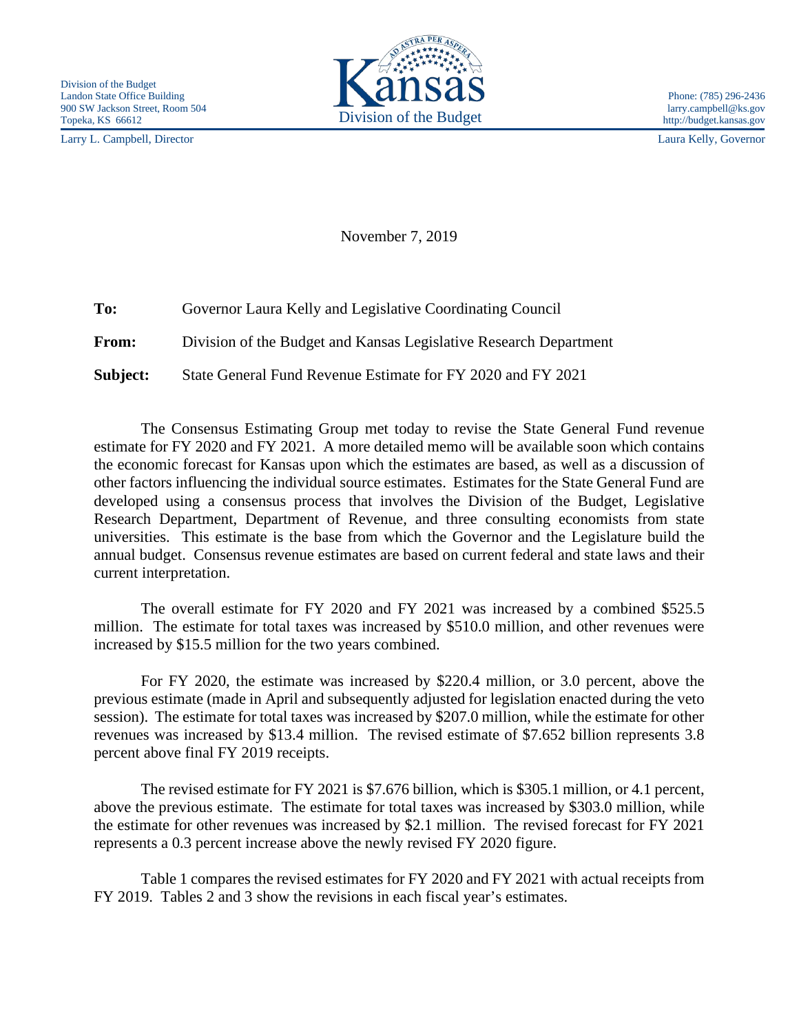Division of the Budget
Landon State Office Building
900 SW Jackson Street, Room 504
Topeka, KS 66612

Larry L. Campbell, Director

Kansas Division of the Budget

Phone: (785) 296-2436
larry.campbell@ks.gov
http://budget.kansas.gov

Laura Kelly, Governor

November 7, 2019

**To:** Governor Laura Kelly and Legislative Coordinating Council

**From:** Division of the Budget and Kansas Legislative Research Department

**Subject:** State General Fund Revenue Estimate for FY 2020 and FY 2021

The Consensus Estimating Group met today to revise the State General Fund revenue estimate for FY 2020 and FY 2021. A more detailed memo will be available soon which contains the economic forecast for Kansas upon which the estimates are based, as well as a discussion of other factors influencing the individual source estimates. Estimates for the State General Fund are developed using a consensus process that involves the Division of the Budget, Legislative Research Department, Department of Revenue, and three consulting economists from state universities. This estimate is the base from which the Governor and the Legislature build the annual budget. Consensus revenue estimates are based on current federal and state laws and their current interpretation.

The overall estimate for FY 2020 and FY 2021 was increased by a combined $525.5 million. The estimate for total taxes was increased by $510.0 million, and other revenues were increased by $15.5 million for the two years combined.

For FY 2020, the estimate was increased by $220.4 million, or 3.0 percent, above the previous estimate (made in April and subsequently adjusted for legislation enacted during the veto session). The estimate for total taxes was increased by $207.0 million, while the estimate for other revenues was increased by $13.4 million. The revised estimate of $7.652 billion represents 3.8 percent above final FY 2019 receipts.

The revised estimate for FY 2021 is $7.676 billion, which is $305.1 million, or 4.1 percent, above the previous estimate. The estimate for total taxes was increased by $303.0 million, while the estimate for other revenues was increased by $2.1 million. The revised forecast for FY 2021 represents a 0.3 percent increase above the newly revised FY 2020 figure.

Table 1 compares the revised estimates for FY 2020 and FY 2021 with actual receipts from FY 2019. Tables 2 and 3 show the revisions in each fiscal year's estimates.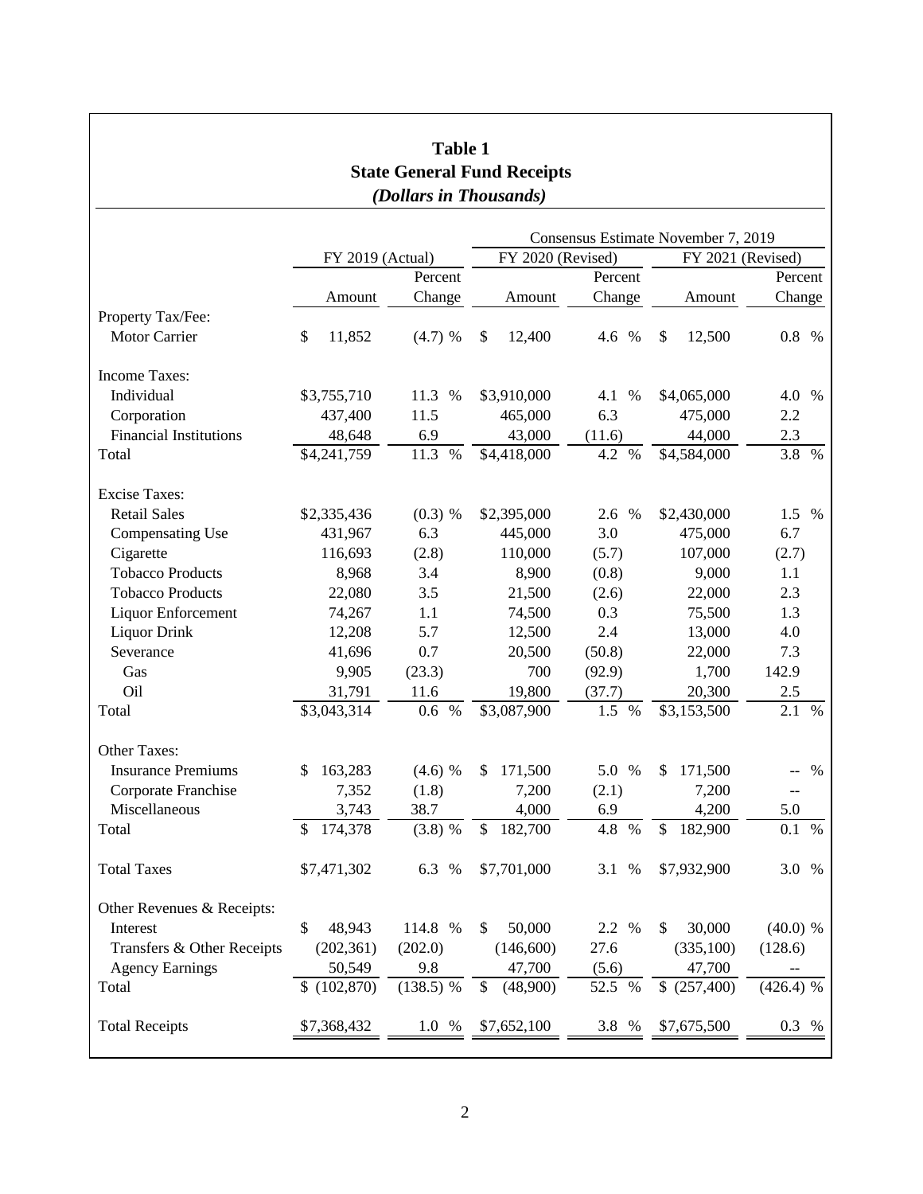# Table 1
## State General Fund Receipts
### *(Dollars in Thousands)*

| | FY 2019 (Actual) | | Consensus Estimate November 7, 2019 | | | |
|---|---|---|---|---|---|---|
| | | | FY 2020 (Revised) | | FY 2021 (Revised) | |
| | Amount | Percent Change | Amount | Percent Change | Amount | Percent Change |
| **Property Tax/Fee:** | | | | | | |
| Motor Carrier | $ 11,852 | (4.7) % | $ 12,400 | 4.6 % | $ 12,500 | 0.8 % |
| **Income Taxes:** | | | | | | |
| Individual | $3,755,710 | 11.3 % | $3,910,000 | 4.1 % | $4,065,000 | 4.0 % |
| Corporation | 437,400 | 11.5 | 465,000 | 6.3 | 475,000 | 2.2 |
| Financial Institutions | 48,648 | 6.9 | 43,000 | (11.6) | 44,000 | 2.3 |
| Total | $4,241,759 | 11.3 % | $4,418,000 | 4.2 % | $4,584,000 | 3.8 % |
| **Excise Taxes:** | | | | | | |
| Retail Sales | $2,335,436 | (0.3) % | $2,395,000 | 2.6 % | $2,430,000 | 1.5 % |
| Compensating Use | 431,967 | 6.3 | 445,000 | 3.0 | 475,000 | 6.7 |
| Cigarette | 116,693 | (2.8) | 110,000 | (5.7) | 107,000 | (2.7) |
| Tobacco Products | 8,968 | 3.4 | 8,900 | (0.8) | 9,000 | 1.1 |
| Tobacco Products | 22,080 | 3.5 | 21,500 | (2.6) | 22,000 | 2.3 |
| Liquor Enforcement | 74,267 | 1.1 | 74,500 | 0.3 | 75,500 | 1.3 |
| Liquor Drink | 12,208 | 5.7 | 12,500 | 2.4 | 13,000 | 4.0 |
| Severance | 41,696 | 0.7 | 20,500 | (50.8) | 22,000 | 7.3 |
| Gas | 9,905 | (23.3) | 700 | (92.9) | 1,700 | 142.9 |
| Oil | 31,791 | 11.6 | 19,800 | (37.7) | 20,300 | 2.5 |
| Total | $3,043,314 | 0.6 % | $3,087,900 | 1.5 % | $3,153,500 | 2.1 % |
| **Other Taxes:** | | | | | | |
| Insurance Premiums | $ 163,283 | (4.6) % | $ 171,500 | 5.0 % | $ 171,500 | -- % |
| Corporate Franchise | 7,352 | (1.8) | 7,200 | (2.1) | 7,200 | -- |
| Miscellaneous | 3,743 | 38.7 | 4,000 | 6.9 | 4,200 | 5.0 |
| Total | $ 174,378 | (3.8) % | $ 182,700 | 4.8 % | $ 182,900 | 0.1 % |
| **Total Taxes** | $7,471,302 | 6.3 % | $7,701,000 | 3.1 % | $7,932,900 | 3.0 % |
| **Other Revenues & Receipts:** | | | | | | |
| Interest | $ 48,943 | 114.8 % | $ 50,000 | 2.2 % | $ 30,000 | (40.0) % |
| Transfers & Other Receipts | (202,361) | (202.0) | (146,600) | 27.6 | (335,100) | (128.6) |
| Agency Earnings | 50,549 | 9.8 | 47,700 | (5.6) | 47,700 | -- |
| Total | $ (102,870) | (138.5) % | $ (48,900) | 52.5 % | $ (257,400) | (426.4) % |
| **Total Receipts** | $7,368,432 | 1.0 % | $7,652,100 | 3.8 % | $7,675,500 | 0.3 % |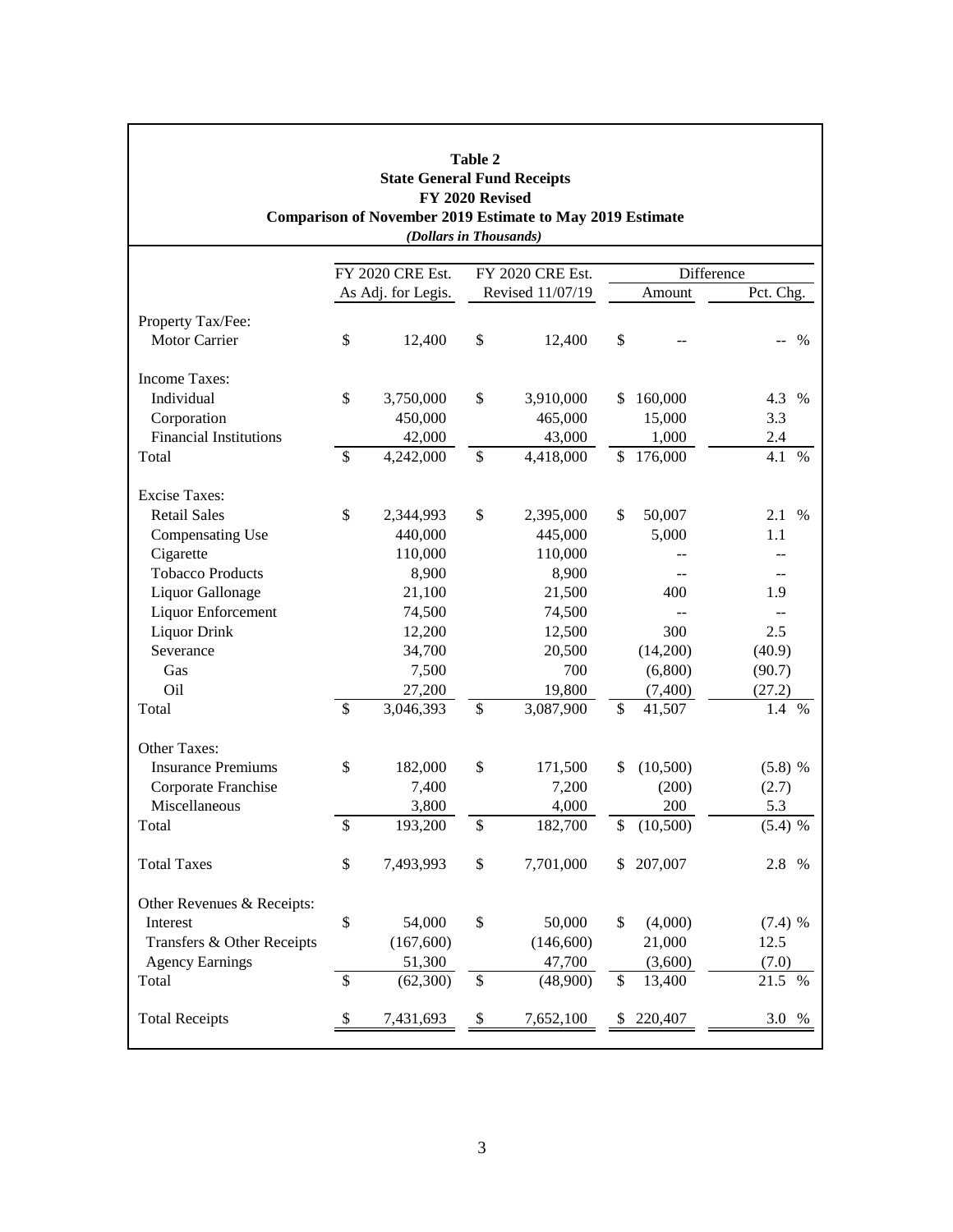**Table 2**
**State General Fund Receipts**
**FY 2020 Revised**
**Comparison of November 2019 Estimate to May 2019 Estimate**
***(Dollars in Thousands)***

| | FY 2020 CRE Est. As Adj. for Legis. | FY 2020 CRE Est. Revised 11/07/19 | Difference | |
|---|---|---|---|---|
| | | | Amount | Pct. Chg. |
| **Property Tax/Fee:** | | | | |
| Motor Carrier | $ 12,400 | $ 12,400 | $ -- | -- % |
| **Income Taxes:** | | | | |
| Individual | $ 3,750,000 | $ 3,910,000 | $ 160,000 | 4.3 % |
| Corporation | 450,000 | 465,000 | 15,000 | 3.3 |
| Financial Institutions | 42,000 | 43,000 | 1,000 | 2.4 |
| Total | $ 4,242,000 | $ 4,418,000 | $ 176,000 | 4.1 % |
| **Excise Taxes:** | | | | |
| Retail Sales | $ 2,344,993 | $ 2,395,000 | $ 50,007 | 2.1 % |
| Compensating Use | 440,000 | 445,000 | 5,000 | 1.1 |
| Cigarette | 110,000 | 110,000 | -- | -- |
| Tobacco Products | 8,900 | 8,900 | -- | -- |
| Liquor Gallonage | 21,100 | 21,500 | 400 | 1.9 |
| Liquor Enforcement | 74,500 | 74,500 | -- | -- |
| Liquor Drink | 12,200 | 12,500 | 300 | 2.5 |
| Severance | 34,700 | 20,500 | (14,200) | (40.9) |
| Gas | 7,500 | 700 | (6,800) | (90.7) |
| Oil | 27,200 | 19,800 | (7,400) | (27.2) |
| Total | $ 3,046,393 | $ 3,087,900 | $ 41,507 | 1.4 % |
| **Other Taxes:** | | | | |
| Insurance Premiums | $ 182,000 | $ 171,500 | $ (10,500) | (5.8) % |
| Corporate Franchise | 7,400 | 7,200 | (200) | (2.7) |
| Miscellaneous | 3,800 | 4,000 | 200 | 5.3 |
| Total | $ 193,200 | $ 182,700 | $ (10,500) | (5.4) % |
| **Total Taxes** | $ 7,493,993 | $ 7,701,000 | $ 207,007 | 2.8 % |
| **Other Revenues & Receipts:** | | | | |
| Interest | $ 54,000 | $ 50,000 | $ (4,000) | (7.4) % |
| Transfers & Other Receipts | (167,600) | (146,600) | 21,000 | 12.5 |
| Agency Earnings | 51,300 | 47,700 | (3,600) | (7.0) |
| Total | $ (62,300) | $ (48,900) | $ 13,400 | 21.5 % |
| **Total Receipts** | $ 7,431,693 | $ 7,652,100 | $ 220,407 | 3.0 % |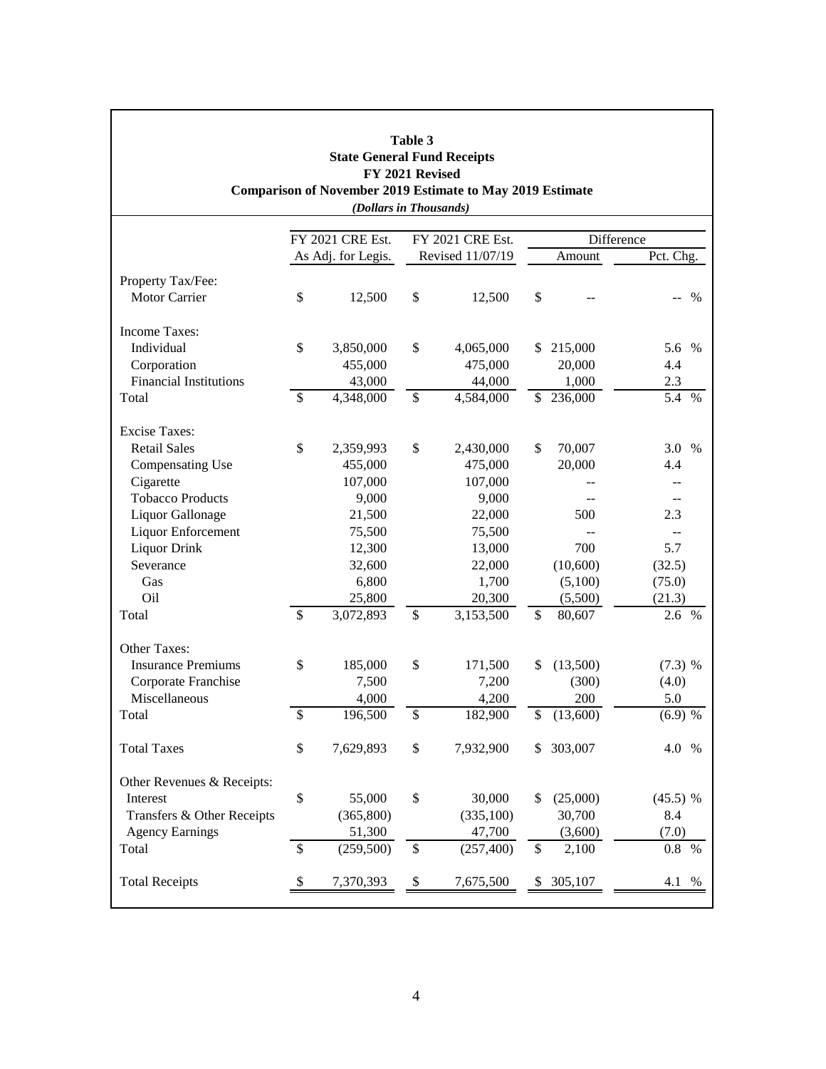**Table 3**
**State General Fund Receipts**
**FY 2021 Revised**
**Comparison of November 2019 Estimate to May 2019 Estimate**
***(Dollars in Thousands)***

| | FY 2021 CRE Est. As Adj. for Legis. | FY 2021 CRE Est. Revised 11/07/19 | Difference | |
|---|---|---|---|---|
| | | | Amount | Pct. Chg. |
| Property Tax/Fee: | | | | |
| Motor Carrier | $ 12,500 | $ 12,500 | $ -- | -- % |
| Income Taxes: | | | | |
| Individual | $ 3,850,000 | $ 4,065,000 | $ 215,000 | 5.6 % |
| Corporation | 455,000 | 475,000 | 20,000 | 4.4 |
| Financial Institutions | 43,000 | 44,000 | 1,000 | 2.3 |
| Total | $ 4,348,000 | $ 4,584,000 | $ 236,000 | 5.4 % |
| Excise Taxes: | | | | |
| Retail Sales | $ 2,359,993 | $ 2,430,000 | $ 70,007 | 3.0 % |
| Compensating Use | 455,000 | 475,000 | 20,000 | 4.4 |
| Cigarette | 107,000 | 107,000 | -- | -- |
| Tobacco Products | 9,000 | 9,000 | -- | -- |
| Liquor Gallonage | 21,500 | 22,000 | 500 | 2.3 |
| Liquor Enforcement | 75,500 | 75,500 | -- | -- |
| Liquor Drink | 12,300 | 13,000 | 700 | 5.7 |
| Severance | 32,600 | 22,000 | (10,600) | (32.5) |
| Gas | 6,800 | 1,700 | (5,100) | (75.0) |
| Oil | 25,800 | 20,300 | (5,500) | (21.3) |
| Total | $ 3,072,893 | $ 3,153,500 | $ 80,607 | 2.6 % |
| Other Taxes: | | | | |
| Insurance Premiums | $ 185,000 | $ 171,500 | $ (13,500) | (7.3) % |
| Corporate Franchise | 7,500 | 7,200 | (300) | (4.0) |
| Miscellaneous | 4,000 | 4,200 | 200 | 5.0 |
| Total | $ 196,500 | $ 182,900 | $ (13,600) | (6.9) % |
| Total Taxes | $ 7,629,893 | $ 7,932,900 | $ 303,007 | 4.0 % |
| Other Revenues & Receipts: | | | | |
| Interest | $ 55,000 | $ 30,000 | $ (25,000) | (45.5) % |
| Transfers & Other Receipts | (365,800) | (335,100) | 30,700 | 8.4 |
| Agency Earnings | 51,300 | 47,700 | (3,600) | (7.0) |
| Total | $ (259,500) | $ (257,400) | $ 2,100 | 0.8 % |
| Total Receipts | $ 7,370,393 | $ 7,675,500 | $ 305,107 | 4.1 % |